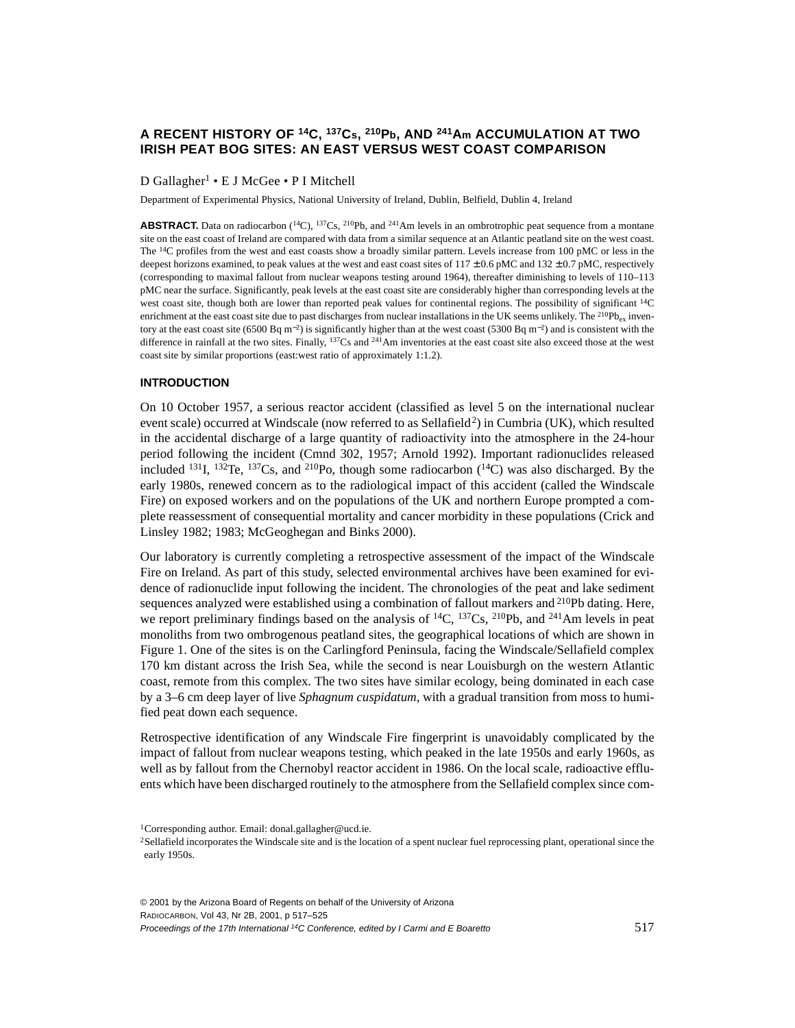# A RECENT HISTORY OF $^{14}C$, $^{137}Cs$, $^{210}Pb$, AND $^{241}Am$ ACCUMULATION AT TWO IRISH PEAT BOG SITES: AN EAST VERSUS WEST COAST COMPARISON

D Gallagher[1] • E J McGee • P I Mitchell

Department of Experimental Physics, National University of Ireland, Dublin, Belfield, Dublin 4, Ireland

**ABSTRACT.** Data on radiocarbon ($^{14}C$), $^{137}Cs$, $^{210}Pb$, and $^{241}Am$ levels in an ombrotrophic peat sequence from a montane site on the east coast of Ireland are compared with data from a similar sequence at an Atlantic peatland site on the west coast. The $^{14}C$ profiles from the west and east coasts show a broadly similar pattern. Levels increase from 100 pMC or less in the deepest horizons examined, to peak values at the west and east coast sites of 117 ± 0.6 pMC and 132 ± 0.7 pMC, respectively (corresponding to maximal fallout from nuclear weapons testing around 1964), thereafter diminishing to levels of 110–113 pMC near the surface. Significantly, peak levels at the east coast site are considerably higher than corresponding levels at the west coast site, though both are lower than reported peak values for continental regions. The possibility of significant $^{14}C$ enrichment at the east coast site due to past discharges from nuclear installations in the UK seems unlikely. The $^{210}Pb_{ex}$ inventory at the east coast site (6500 Bq $m^{-2}$) is significantly higher than at the west coast (5300 Bq $m^{-2}$) and is consistent with the difference in rainfall at the two sites. Finally, $^{137}Cs$ and $^{241}Am$ inventories at the east coast site also exceed those at the west coast site by similar proportions (east:west ratio of approximately 1:1.2).

## INTRODUCTION

On 10 October 1957, a serious reactor accident (classified as level 5 on the international nuclear event scale) occurred at Windscale (now referred to as Sellafield[2]) in Cumbria (UK), which resulted in the accidental discharge of a large quantity of radioactivity into the atmosphere in the 24-hour period following the incident (Cmnd 302, 1957; Arnold 1992). Important radionuclides released included $^{131}I$, $^{132}Te$, $^{137}Cs$, and $^{210}Po$, though some radiocarbon ($^{14}C$) was also discharged. By the early 1980s, renewed concern as to the radiological impact of this accident (called the Windscale Fire) on exposed workers and on the populations of the UK and northern Europe prompted a complete reassessment of consequential mortality and cancer morbidity in these populations (Crick and Linsley 1982; 1983; McGeoghegan and Binks 2000).

Our laboratory is currently completing a retrospective assessment of the impact of the Windscale Fire on Ireland. As part of this study, selected environmental archives have been examined for evidence of radionuclide input following the incident. The chronologies of the peat and lake sediment sequences analyzed were established using a combination of fallout markers and $^{210}Pb$ dating. Here, we report preliminary findings based on the analysis of $^{14}C$, $^{137}Cs$, $^{210}Pb$, and $^{241}Am$ levels in peat monoliths from two ombrogenous peatland sites, the geographical locations of which are shown in Figure 1. One of the sites is on the Carlingford Peninsula, facing the Windscale/Sellafield complex 170 km distant across the Irish Sea, while the second is near Louisburgh on the western Atlantic coast, remote from this complex. The two sites have similar ecology, being dominated in each case by a 3–6 cm deep layer of live *Sphagnum cuspidatum*, with a gradual transition from moss to humified peat down each sequence.

Retrospective identification of any Windscale Fire fingerprint is unavoidably complicated by the impact of fallout from nuclear weapons testing, which peaked in the late 1950s and early 1960s, as well as by fallout from the Chernobyl reactor accident in 1986. On the local scale, radioactive effluents which have been discharged routinely to the atmosphere from the Sellafield complex since com-

[1]Corresponding author. Email: donal.gallagher@ucd.ie.

[2]Sellafield incorporates the Windscale site and is the location of a spent nuclear fuel reprocessing plant, operational since the early 1950s.

© 2001 by the Arizona Board of Regents on behalf of the University of Arizona
RADIOCARBON, Vol 43, Nr 2B, 2001, p 517–525
*Proceedings of the 17th International $^{14}C$ Conference, edited by I Carmi and E Boaretto*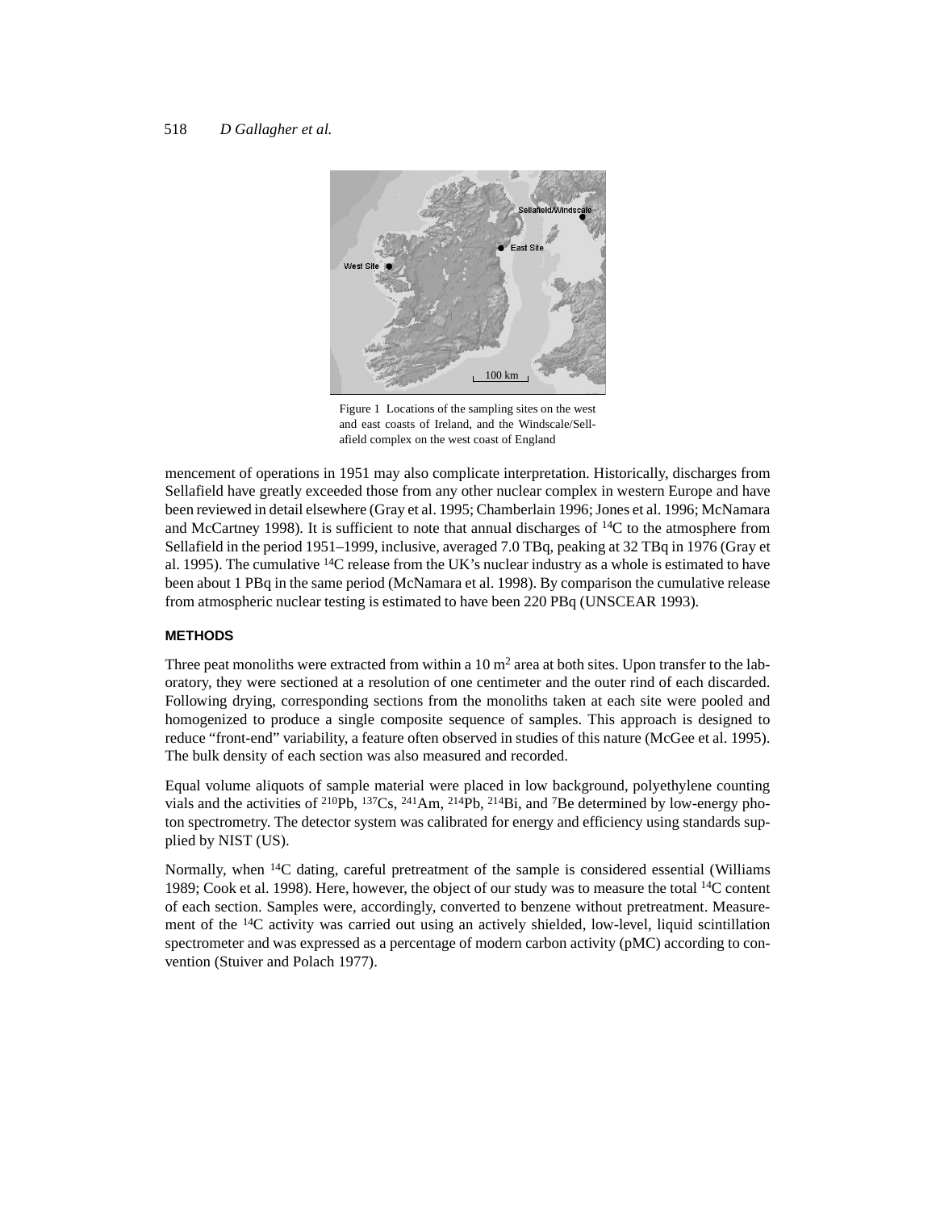Figure 1 Locations of the sampling sites on the west and east coasts of Ireland, and the Windscale/Sellafield complex on the west coast of England

mencement of operations in 1951 may also complicate interpretation. Historically, discharges from Sellafield have greatly exceeded those from any other nuclear complex in western Europe and have been reviewed in detail elsewhere (Gray et al. 1995; Chamberlain 1996; Jones et al. 1996; McNamara and McCartney 1998). It is sufficient to note that annual discharges of $^{14}C$ to the atmosphere from Sellafield in the period 1951–1999, inclusive, averaged 7.0 TBq, peaking at 32 TBq in 1976 (Gray et al. 1995). The cumulative $^{14}C$ release from the UK's nuclear industry as a whole is estimated to have been about 1 PBq in the same period (McNamara et al. 1998). By comparison the cumulative release from atmospheric nuclear testing is estimated to have been 220 PBq (UNSCEAR 1993).

## METHODS

Three peat monoliths were extracted from within a 10 $m^2$ area at both sites. Upon transfer to the laboratory, they were sectioned at a resolution of one centimeter and the outer rind of each discarded. Following drying, corresponding sections from the monoliths taken at each site were pooled and homogenized to produce a single composite sequence of samples. This approach is designed to reduce "front-end" variability, a feature often observed in studies of this nature (McGee et al. 1995). The bulk density of each section was also measured and recorded.

Equal volume aliquots of sample material were placed in low background, polyethylene counting vials and the activities of $^{210}Pb$, $^{137}Cs$, $^{241}Am$, $^{214}Pb$, $^{214}Bi$, and $^{7}Be$ determined by low-energy photon spectrometry. The detector system was calibrated for energy and efficiency using standards supplied by NIST (US).

Normally, when $^{14}C$ dating, careful pretreatment of the sample is considered essential (Williams 1989; Cook et al. 1998). Here, however, the object of our study was to measure the total $^{14}C$ content of each section. Samples were, accordingly, converted to benzene without pretreatment. Measurement of the $^{14}C$ activity was carried out using an actively shielded, low-level, liquid scintillation spectrometer and was expressed as a percentage of modern carbon activity (pMC) according to convention (Stuiver and Polach 1977).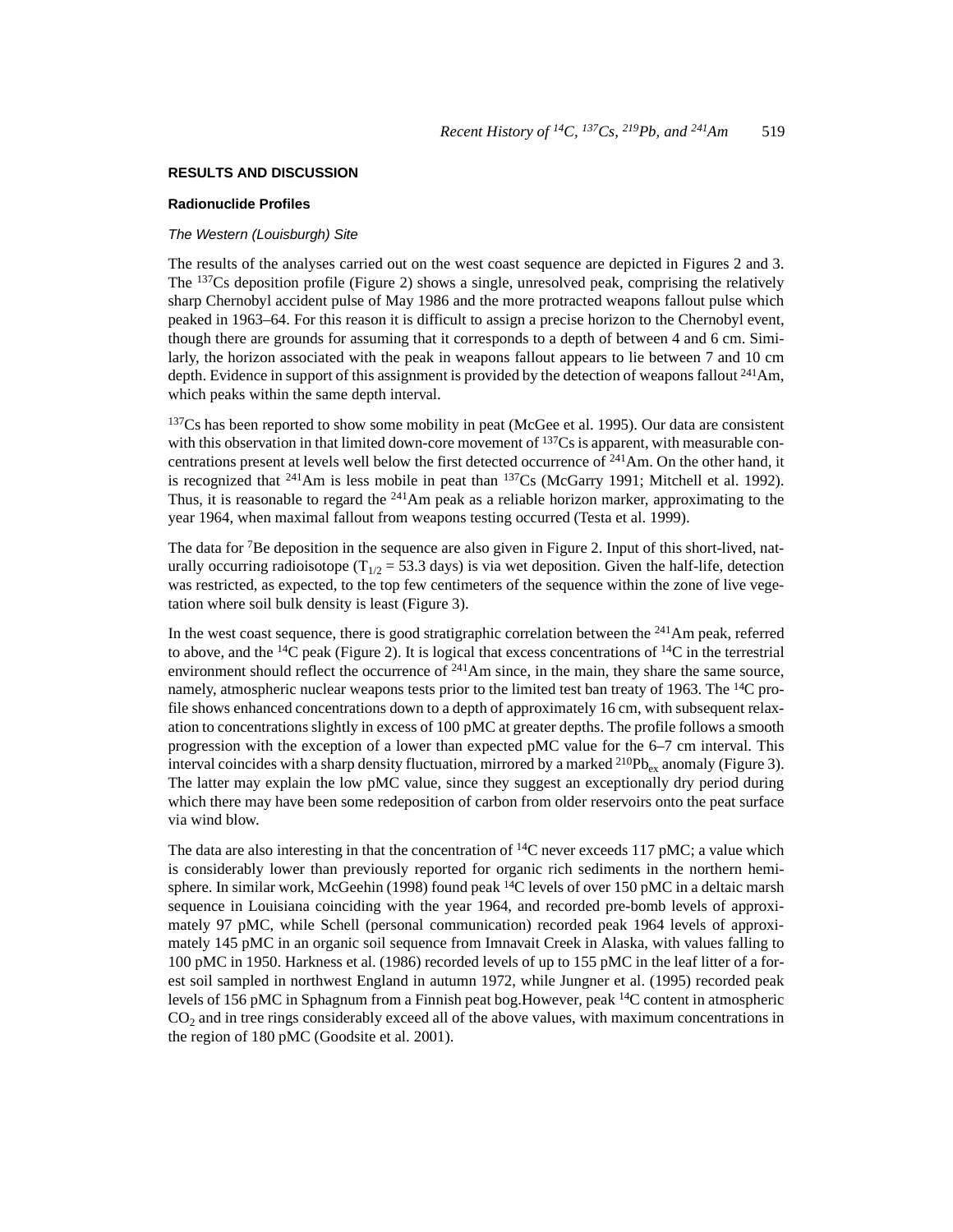## RESULTS AND DISCUSSION

### Radionuclide Profiles

#### *The Western (Louisburgh) Site*

The results of the analyses carried out on the west coast sequence are depicted in Figures 2 and 3. The $^{137}$Cs deposition profile (Figure 2) shows a single, unresolved peak, comprising the relatively sharp Chernobyl accident pulse of May 1986 and the more protracted weapons fallout pulse which peaked in 1963–64. For this reason it is difficult to assign a precise horizon to the Chernobyl event, though there are grounds for assuming that it corresponds to a depth of between 4 and 6 cm. Similarly, the horizon associated with the peak in weapons fallout appears to lie between 7 and 10 cm depth. Evidence in support of this assignment is provided by the detection of weapons fallout $^{241}$Am, which peaks within the same depth interval.

$^{137}$Cs has been reported to show some mobility in peat (McGee et al. 1995). Our data are consistent with this observation in that limited down-core movement of $^{137}$Cs is apparent, with measurable concentrations present at levels well below the first detected occurrence of $^{241}$Am. On the other hand, it is recognized that $^{241}$Am is less mobile in peat than $^{137}$Cs (McGarry 1991; Mitchell et al. 1992). Thus, it is reasonable to regard the $^{241}$Am peak as a reliable horizon marker, approximating to the year 1964, when maximal fallout from weapons testing occurred (Testa et al. 1999).

The data for $^{7}$Be deposition in the sequence are also given in Figure 2. Input of this short-lived, naturally occurring radioisotope ($T_{1/2}$ = 53.3 days) is via wet deposition. Given the half-life, detection was restricted, as expected, to the top few centimeters of the sequence within the zone of live vegetation where soil bulk density is least (Figure 3).

In the west coast sequence, there is good stratigraphic correlation between the $^{241}$Am peak, referred to above, and the $^{14}$C peak (Figure 2). It is logical that excess concentrations of $^{14}$C in the terrestrial environment should reflect the occurrence of $^{241}$Am since, in the main, they share the same source, namely, atmospheric nuclear weapons tests prior to the limited test ban treaty of 1963. The $^{14}$C profile shows enhanced concentrations down to a depth of approximately 16 cm, with subsequent relaxation to concentrations slightly in excess of 100 pMC at greater depths. The profile follows a smooth progression with the exception of a lower than expected pMC value for the 6–7 cm interval. This interval coincides with a sharp density fluctuation, mirrored by a marked $^{210}Pb_{ex}$ anomaly (Figure 3). The latter may explain the low pMC value, since they suggest an exceptionally dry period during which there may have been some redeposition of carbon from older reservoirs onto the peat surface via wind blow.

The data are also interesting in that the concentration of $^{14}$C never exceeds 117 pMC; a value which is considerably lower than previously reported for organic rich sediments in the northern hemisphere. In similar work, McGeehin (1998) found peak $^{14}$C levels of over 150 pMC in a deltaic marsh sequence in Louisiana coinciding with the year 1964, and recorded pre-bomb levels of approximately 97 pMC, while Schell (personal communication) recorded peak 1964 levels of approximately 145 pMC in an organic soil sequence from Imnavait Creek in Alaska, with values falling to 100 pMC in 1950. Harkness et al. (1986) recorded levels of up to 155 pMC in the leaf litter of a forest soil sampled in northwest England in autumn 1972, while Jungner et al. (1995) recorded peak levels of 156 pMC in Sphagnum from a Finnish peat bog.However, peak $^{14}$C content in atmospheric $CO_2$ and in tree rings considerably exceed all of the above values, with maximum concentrations in the region of 180 pMC (Goodsite et al. 2001).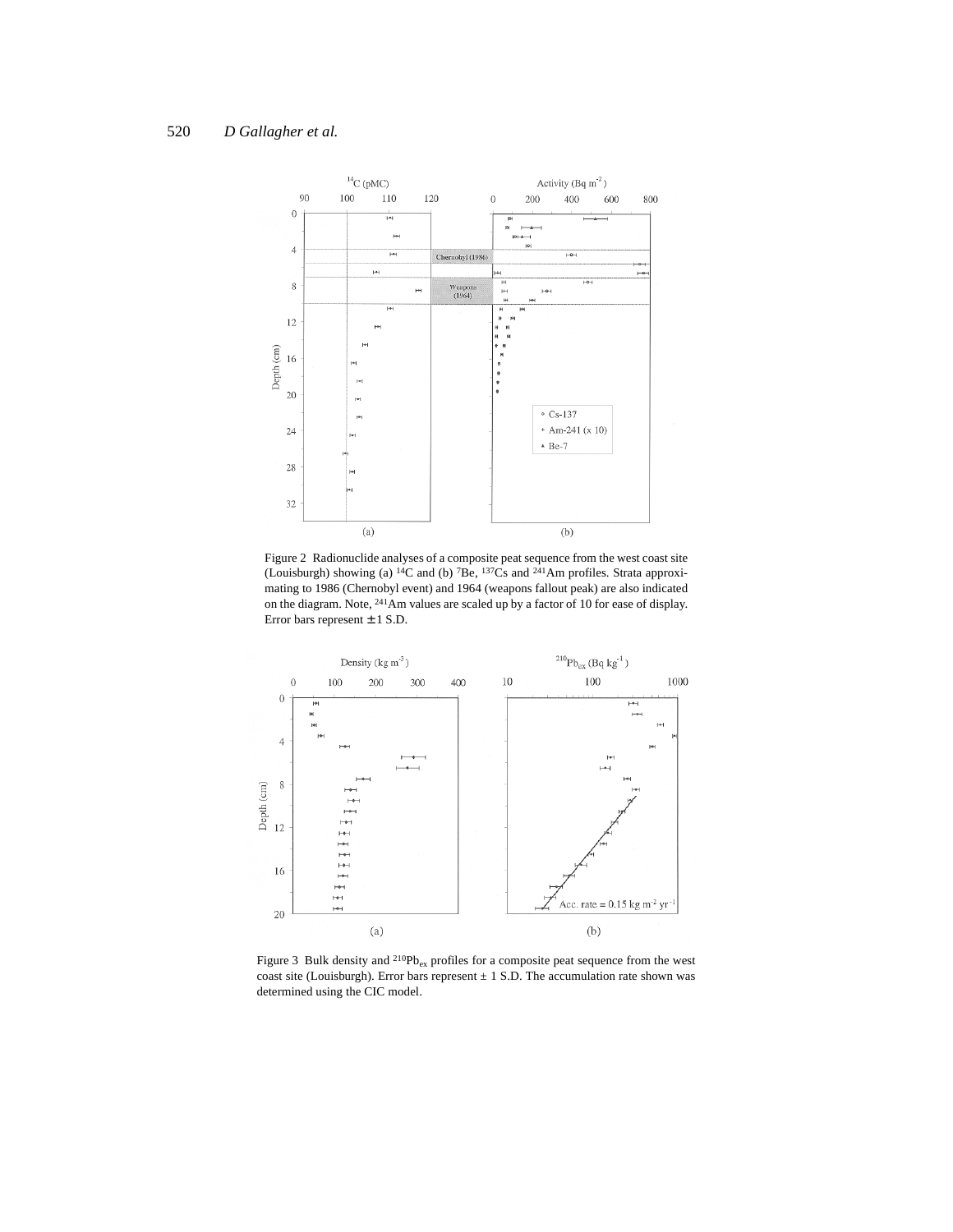Figure 2 Radionuclide analyses of a composite peat sequence from the west coast site (Louisburgh) showing (a) $^{14}C$ and (b) $^{7}Be$, $^{137}Cs$ and $^{241}Am$ profiles. Strata approximating to 1986 (Chernobyl event) and 1964 (weapons fallout peak) are also indicated on the diagram. Note, $^{241}Am$ values are scaled up by a factor of 10 for ease of display. Error bars represent ± 1 S.D.

Figure 3 Bulk density and $^{210}Pb_{ex}$ profiles for a composite peat sequence from the west coast site (Louisburgh). Error bars represent ± 1 S.D. The accumulation rate shown was determined using the CIC model.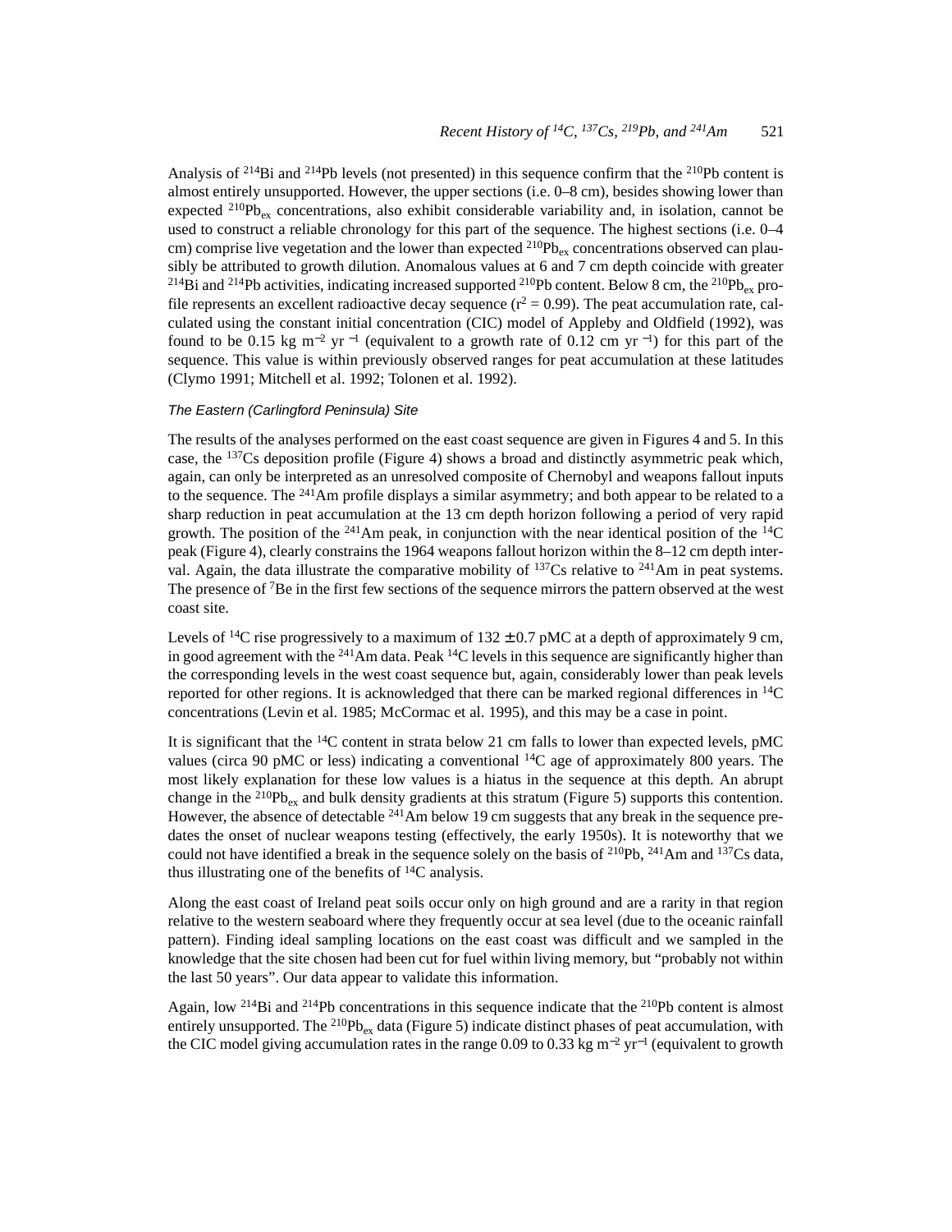Analysis of $^{214}$Bi and $^{214}$Pb levels (not presented) in this sequence confirm that the $^{210}$Pb content is almost entirely unsupported. However, the upper sections (i.e. 0–8 cm), besides showing lower than expected $^{210}Pb_{ex}$ concentrations, also exhibit considerable variability and, in isolation, cannot be used to construct a reliable chronology for this part of the sequence. The highest sections (i.e. 0–4 cm) comprise live vegetation and the lower than expected $^{210}Pb_{ex}$ concentrations observed can plausibly be attributed to growth dilution. Anomalous values at 6 and 7 cm depth coincide with greater $^{214}$Bi and $^{214}$Pb activities, indicating increased supported $^{210}$Pb content. Below 8 cm, the $^{210}Pb_{ex}$ profile represents an excellent radioactive decay sequence ($r^2 = 0.99$). The peat accumulation rate, calculated using the constant initial concentration (CIC) model of Appleby and Oldfield (1992), was found to be 0.15 kg m$^{-2}$ yr$^{-1}$ (equivalent to a growth rate of 0.12 cm yr$^{-1}$) for this part of the sequence. This value is within previously observed ranges for peat accumulation at these latitudes (Clymo 1991; Mitchell et al. 1992; Tolonen et al. 1992).

### *The Eastern (Carlingford Peninsula) Site*

The results of the analyses performed on the east coast sequence are given in Figures 4 and 5. In this case, the $^{137}$Cs deposition profile (Figure 4) shows a broad and distinctly asymmetric peak which, again, can only be interpreted as an unresolved composite of Chernobyl and weapons fallout inputs to the sequence. The $^{241}$Am profile displays a similar asymmetry; and both appear to be related to a sharp reduction in peat accumulation at the 13 cm depth horizon following a period of very rapid growth. The position of the $^{241}$Am peak, in conjunction with the near identical position of the $^{14}$C peak (Figure 4), clearly constrains the 1964 weapons fallout horizon within the 8–12 cm depth interval. Again, the data illustrate the comparative mobility of $^{137}$Cs relative to $^{241}$Am in peat systems. The presence of $^{7}$Be in the first few sections of the sequence mirrors the pattern observed at the west coast site.

Levels of $^{14}$C rise progressively to a maximum of $132 \pm 0.7$ pMC at a depth of approximately 9 cm, in good agreement with the $^{241}$Am data. Peak $^{14}$C levels in this sequence are significantly higher than the corresponding levels in the west coast sequence but, again, considerably lower than peak levels reported for other regions. It is acknowledged that there can be marked regional differences in $^{14}$C concentrations (Levin et al. 1985; McCormac et al. 1995), and this may be a case in point.

It is significant that the $^{14}$C content in strata below 21 cm falls to lower than expected levels, pMC values (circa 90 pMC or less) indicating a conventional $^{14}$C age of approximately 800 years. The most likely explanation for these low values is a hiatus in the sequence at this depth. An abrupt change in the $^{210}Pb_{ex}$ and bulk density gradients at this stratum (Figure 5) supports this contention. However, the absence of detectable $^{241}$Am below 19 cm suggests that any break in the sequence predates the onset of nuclear weapons testing (effectively, the early 1950s). It is noteworthy that we could not have identified a break in the sequence solely on the basis of $^{210}$Pb, $^{241}$Am and $^{137}$Cs data, thus illustrating one of the benefits of $^{14}$C analysis.

Along the east coast of Ireland peat soils occur only on high ground and are a rarity in that region relative to the western seaboard where they frequently occur at sea level (due to the oceanic rainfall pattern). Finding ideal sampling locations on the east coast was difficult and we sampled in the knowledge that the site chosen had been cut for fuel within living memory, but "probably not within the last 50 years". Our data appear to validate this information.

Again, low $^{214}$Bi and $^{214}$Pb concentrations in this sequence indicate that the $^{210}$Pb content is almost entirely unsupported. The $^{210}Pb_{ex}$ data (Figure 5) indicate distinct phases of peat accumulation, with the CIC model giving accumulation rates in the range 0.09 to 0.33 kg m$^{-2}$ yr$^{-1}$ (equivalent to growth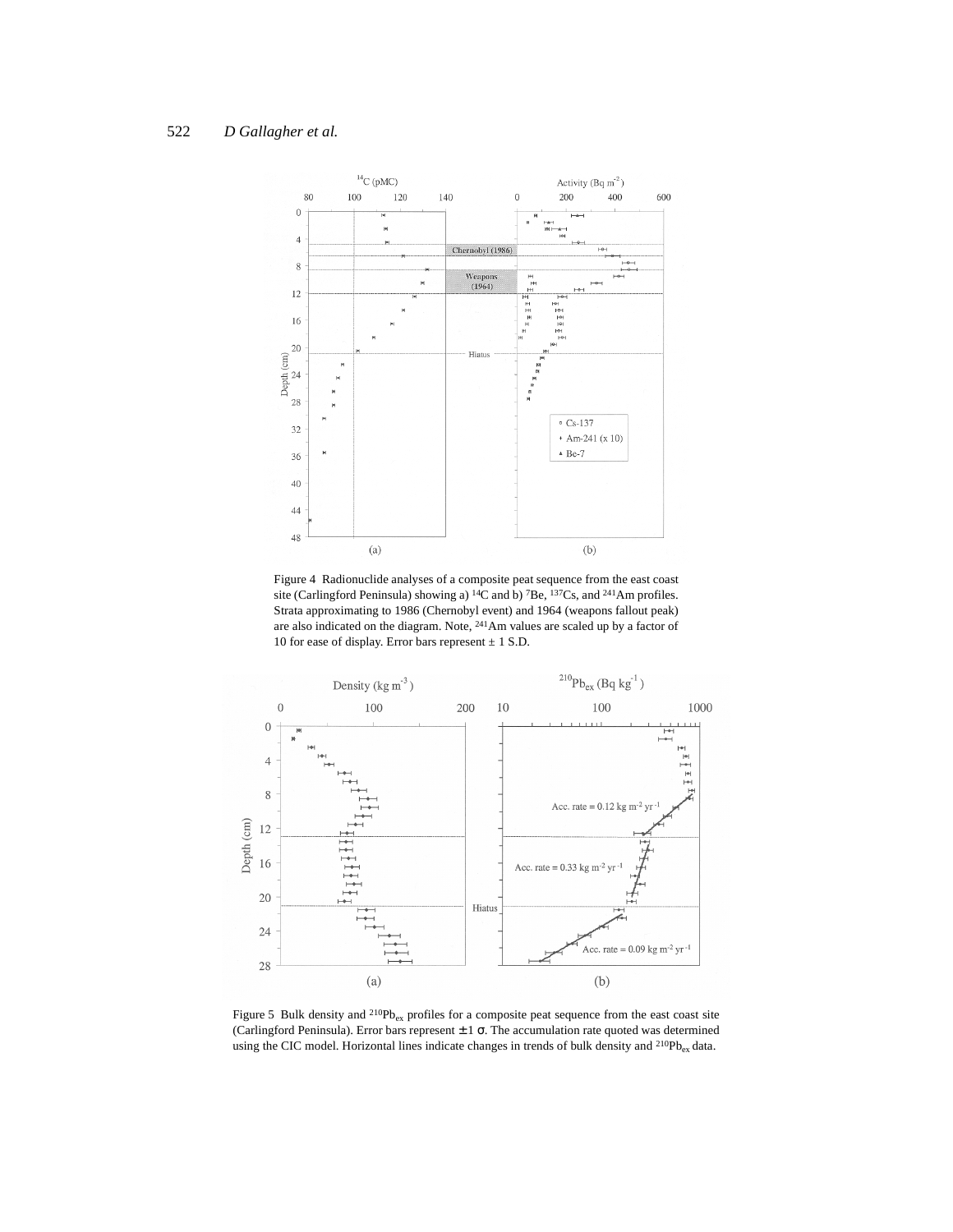Figure 4 Radionuclide analyses of a composite peat sequence from the east coast site (Carlingford Peninsula) showing a) $^{14}C$ and b) $^{7}Be$, $^{137}Cs$, and $^{241}Am$ profiles. Strata approximating to 1986 (Chernobyl event) and 1964 (weapons fallout peak) are also indicated on the diagram. Note, $^{241}Am$ values are scaled up by a factor of 10 for ease of display. Error bars represent ± 1 S.D.

Figure 5 Bulk density and $^{210}Pb_{ex}$ profiles for a composite peat sequence from the east coast site (Carlingford Peninsula). Error bars represent $\pm 1\ \sigma$. The accumulation rate quoted was determined using the CIC model. Horizontal lines indicate changes in trends of bulk density and $^{210}Pb_{ex}$ data.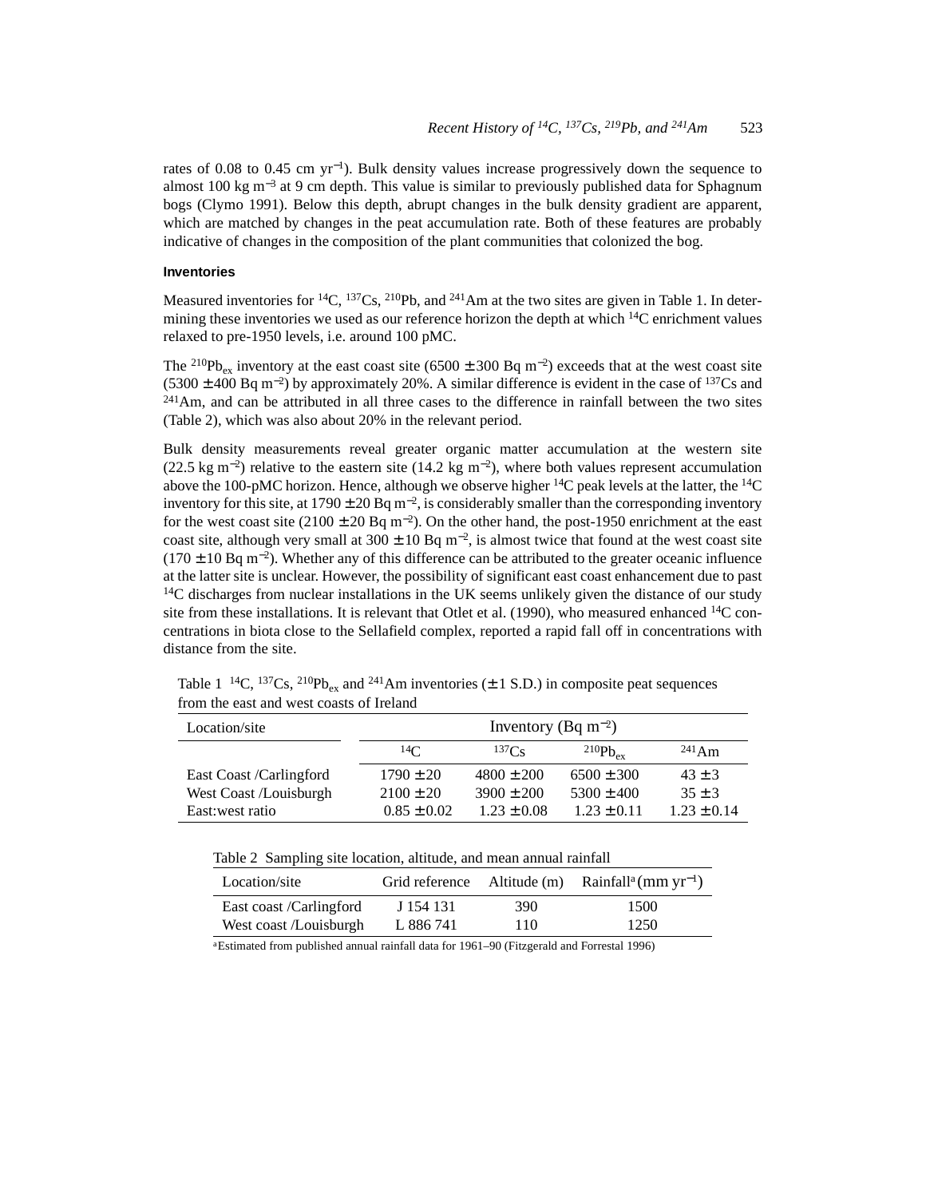rates of 0.08 to 0.45 cm $yr^{-1}$). Bulk density values increase progressively down the sequence to almost 100 kg $m^{-3}$ at 9 cm depth. This value is similar to previously published data for Sphagnum bogs (Clymo 1991). Below this depth, abrupt changes in the bulk density gradient are apparent, which are matched by changes in the peat accumulation rate. Both of these features are probably indicative of changes in the composition of the plant communities that colonized the bog.

### Inventories

Measured inventories for $^{14}C$, $^{137}Cs$, $^{210}Pb$, and $^{241}Am$ at the two sites are given in Table 1. In determining these inventories we used as our reference horizon the depth at which $^{14}C$ enrichment values relaxed to pre-1950 levels, i.e. around 100 pMC.

The $^{210}Pb_{ex}$ inventory at the east coast site (6500 ± 300 Bq $m^{-2}$) exceeds that at the west coast site (5300 ± 400 Bq $m^{-2}$) by approximately 20%. A similar difference is evident in the case of $^{137}Cs$ and $^{241}Am$, and can be attributed in all three cases to the difference in rainfall between the two sites (Table 2), which was also about 20% in the relevant period.

Bulk density measurements reveal greater organic matter accumulation at the western site (22.5 kg $m^{-2}$) relative to the eastern site (14.2 kg $m^{-2}$), where both values represent accumulation above the 100-pMC horizon. Hence, although we observe higher $^{14}C$ peak levels at the latter, the $^{14}C$ inventory for this site, at 1790 ± 20 Bq $m^{-2}$, is considerably smaller than the corresponding inventory for the west coast site (2100 ± 20 Bq $m^{-2}$). On the other hand, the post-1950 enrichment at the east coast site, although very small at 300 ± 10 Bq $m^{-2}$, is almost twice that found at the west coast site (170 ± 10 Bq $m^{-2}$). Whether any of this difference can be attributed to the greater oceanic influence at the latter site is unclear. However, the possibility of significant east coast enhancement due to past $^{14}C$ discharges from nuclear installations in the UK seems unlikely given the distance of our study site from these installations. It is relevant that Otlet et al. (1990), who measured enhanced $^{14}C$ concentrations in biota close to the Sellafield complex, reported a rapid fall off in concentrations with distance from the site.

Table 1 $^{14}C$, $^{137}Cs$, $^{210}Pb_{ex}$ and $^{241}Am$ inventories (± 1 S.D.) in composite peat sequences from the east and west coasts of Ireland

| Location/site | Inventory (Bq $m^{-2}$) | | | |
|---|---|---|---|---|
| | $^{14}C$ | $^{137}Cs$ | $^{210}Pb_{ex}$ | $^{241}Am$ |
| East Coast /Carlingford | 1790 ± 20 | 4800 ± 200 | 6500 ± 300 | 43 ± 3 |
| West Coast /Louisburgh | 2100 ± 20 | 3900 ± 200 | 5300 ± 400 | 35 ± 3 |
| East:west ratio | 0.85 ± 0.02 | 1.23 ± 0.08 | 1.23 ± 0.11 | 1.23 ± 0.14 |

Table 2 Sampling site location, altitude, and mean annual rainfall

| Location/site | Grid reference | Altitude (m) | Rainfall[a] (mm $yr^{-1}$) |
|---|---|---|---|
| East coast /Carlingford | J 154 131 | 390 | 1500 |
| West coast /Louisburgh | L 886 741 | 110 | 1250 |

[a]Estimated from published annual rainfall data for 1961–90 (Fitzgerald and Forrestal 1996)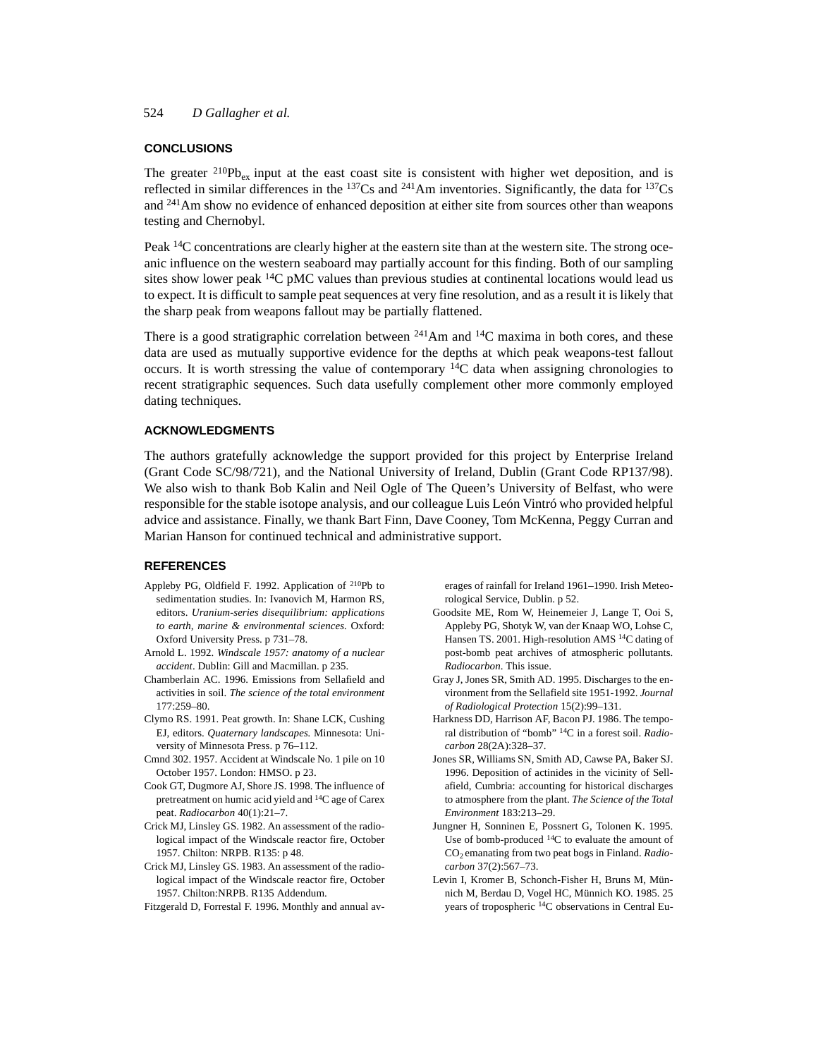## CONCLUSIONS

The greater $^{210}Pb_{ex}$ input at the east coast site is consistent with higher wet deposition, and is reflected in similar differences in the $^{137}Cs$ and $^{241}Am$ inventories. Significantly, the data for $^{137}Cs$ and $^{241}Am$ show no evidence of enhanced deposition at either site from sources other than weapons testing and Chernobyl.

Peak $^{14}C$ concentrations are clearly higher at the eastern site than at the western site. The strong oceanic influence on the western seaboard may partially account for this finding. Both of our sampling sites show lower peak $^{14}C$ pMC values than previous studies at continental locations would lead us to expect. It is difficult to sample peat sequences at very fine resolution, and as a result it is likely that the sharp peak from weapons fallout may be partially flattened.

There is a good stratigraphic correlation between $^{241}Am$ and $^{14}C$ maxima in both cores, and these data are used as mutually supportive evidence for the depths at which peak weapons-test fallout occurs. It is worth stressing the value of contemporary $^{14}C$ data when assigning chronologies to recent stratigraphic sequences. Such data usefully complement other more commonly employed dating techniques.

## ACKNOWLEDGMENTS

The authors gratefully acknowledge the support provided for this project by Enterprise Ireland (Grant Code SC/98/721), and the National University of Ireland, Dublin (Grant Code RP137/98). We also wish to thank Bob Kalin and Neil Ogle of The Queen's University of Belfast, who were responsible for the stable isotope analysis, and our colleague Luis León Vintró who provided helpful advice and assistance. Finally, we thank Bart Finn, Dave Cooney, Tom McKenna, Peggy Curran and Marian Hanson for continued technical and administrative support.

## REFERENCES

Appleby PG, Oldfield F. 1992. Application of $^{210}Pb$ to sedimentation studies. In: Ivanovich M, Harmon RS, editors. *Uranium-series disequilibrium: applications to earth, marine & environmental sciences.* Oxford: Oxford University Press. p 731–78.

Arnold L. 1992. *Windscale 1957: anatomy of a nuclear accident*. Dublin: Gill and Macmillan. p 235.

Chamberlain AC. 1996. Emissions from Sellafield and activities in soil. *The science of the total environment* 177:259–80.

Clymo RS. 1991. Peat growth. In: Shane LCK, Cushing EJ, editors. *Quaternary landscapes.* Minnesota: University of Minnesota Press. p 76–112.

Cmnd 302. 1957. Accident at Windscale No. 1 pile on 10 October 1957. London: HMSO. p 23.

Cook GT, Dugmore AJ, Shore JS. 1998. The influence of pretreatment on humic acid yield and $^{14}C$ age of Carex peat. *Radiocarbon* 40(1):21–7.

Crick MJ, Linsley GS. 1982. An assessment of the radiological impact of the Windscale reactor fire, October 1957. Chilton: NRPB. R135: p 48.

Crick MJ, Linsley GS. 1983. An assessment of the radiological impact of the Windscale reactor fire, October 1957. Chilton:NRPB. R135 Addendum.

Fitzgerald D, Forrestal F. 1996. Monthly and annual averages of rainfall for Ireland 1961–1990. Irish Meteorological Service, Dublin. p 52.

Goodsite ME, Rom W, Heinemeier J, Lange T, Ooi S, Appleby PG, Shotyk W, van der Knaap WO, Lohse C, Hansen TS. 2001. High-resolution AMS $^{14}C$ dating of post-bomb peat archives of atmospheric pollutants. *Radiocarbon*. This issue.

Gray J, Jones SR, Smith AD. 1995. Discharges to the environment from the Sellafield site 1951-1992. *Journal of Radiological Protection* 15(2):99–131.

Harkness DD, Harrison AF, Bacon PJ. 1986. The temporal distribution of "bomb" $^{14}C$ in a forest soil. *Radiocarbon* 28(2A):328–37.

Jones SR, Williams SN, Smith AD, Cawse PA, Baker SJ. 1996. Deposition of actinides in the vicinity of Sellafield, Cumbria: accounting for historical discharges to atmosphere from the plant. *The Science of the Total Environment* 183:213–29.

Jungner H, Sonninen E, Possnert G, Tolonen K. 1995. Use of bomb-produced $^{14}C$ to evaluate the amount of $CO_2$ emanating from two peat bogs in Finland. *Radiocarbon* 37(2):567–73.

Levin I, Kromer B, Schonch-Fisher H, Bruns M, Münnich M, Berdau D, Vogel HC, Münnich KO. 1985. 25 years of tropospheric $^{14}C$ observations in Central Eu-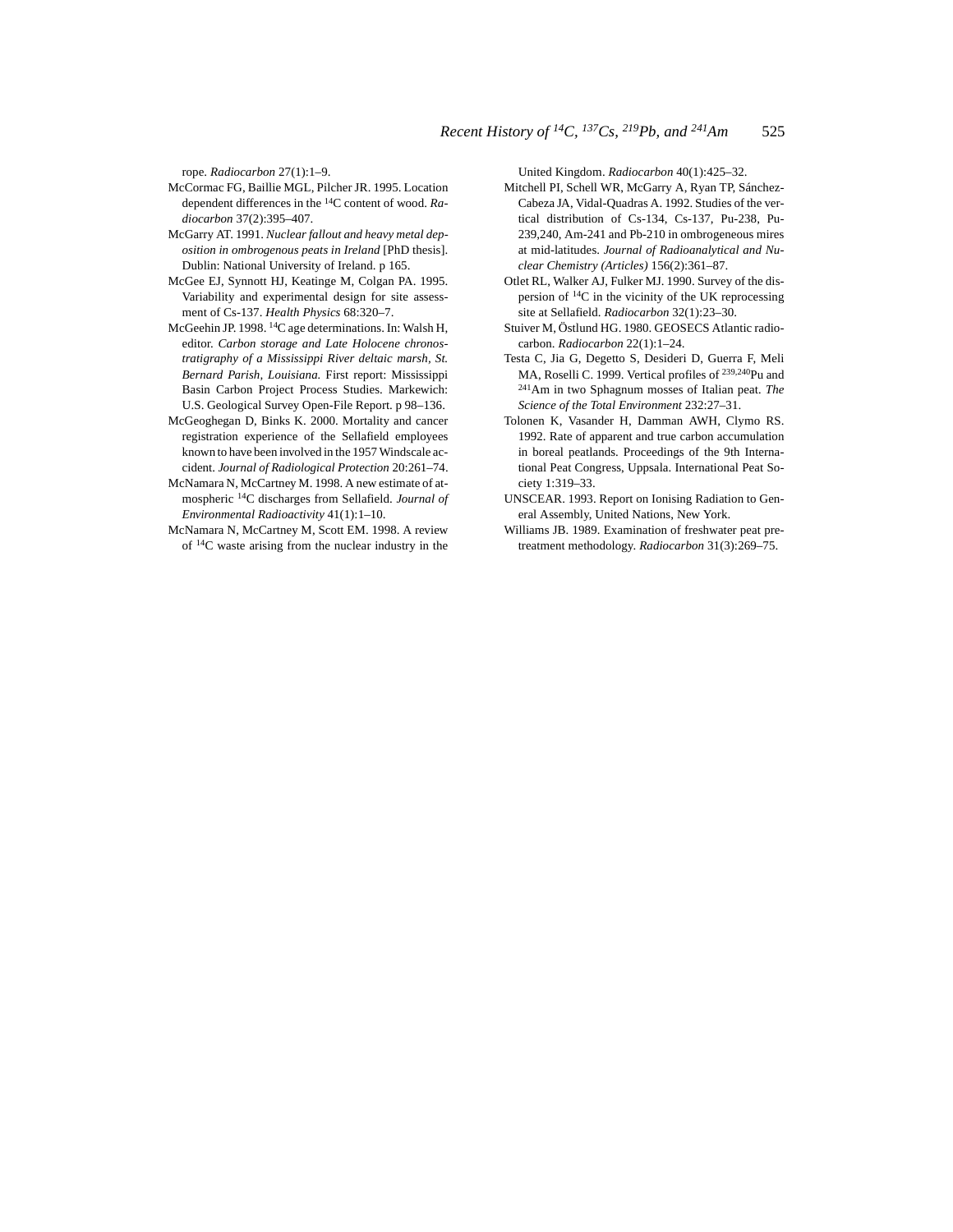rope. *Radiocarbon* 27(1):1–9.

McCormac FG, Baillie MGL, Pilcher JR. 1995. Location dependent differences in the $^{14}C$ content of wood. *Radiocarbon* 37(2):395–407.

McGarry AT. 1991. *Nuclear fallout and heavy metal deposition in ombrogenous peats in Ireland* [PhD thesis]. Dublin: National University of Ireland. p 165.

McGee EJ, Synnott HJ, Keatinge M, Colgan PA. 1995. Variability and experimental design for site assessment of Cs-137. *Health Physics* 68:320–7.

McGeehin JP. 1998. $^{14}C$ age determinations. In: Walsh H, editor. *Carbon storage and Late Holocene chronostratigraphy of a Mississippi River deltaic marsh, St. Bernard Parish, Louisiana.* First report: Mississippi Basin Carbon Project Process Studies. Markewich: U.S. Geological Survey Open-File Report. p 98–136.

McGeoghegan D, Binks K. 2000. Mortality and cancer registration experience of the Sellafield employees known to have been involved in the 1957 Windscale accident. *Journal of Radiological Protection* 20:261–74.

McNamara N, McCartney M. 1998. A new estimate of atmospheric $^{14}C$ discharges from Sellafield. *Journal of Environmental Radioactivity* 41(1):1–10.

McNamara N, McCartney M, Scott EM. 1998. A review of $^{14}C$ waste arising from the nuclear industry in the United Kingdom. *Radiocarbon* 40(1):425–32.

Mitchell PI, Schell WR, McGarry A, Ryan TP, Sánchez-Cabeza JA, Vidal-Quadras A. 1992. Studies of the vertical distribution of Cs-134, Cs-137, Pu-238, Pu-239,240, Am-241 and Pb-210 in ombrogeneous mires at mid-latitudes. *Journal of Radioanalytical and Nuclear Chemistry (Articles)* 156(2):361–87.

Otlet RL, Walker AJ, Fulker MJ. 1990. Survey of the dispersion of $^{14}C$ in the vicinity of the UK reprocessing site at Sellafield. *Radiocarbon* 32(1):23–30.

Stuiver M, Östlund HG. 1980. GEOSECS Atlantic radiocarbon. *Radiocarbon* 22(1):1–24.

Testa C, Jia G, Degetto S, Desideri D, Guerra F, Meli MA, Roselli C. 1999. Vertical profiles of $^{239,240}Pu$ and $^{241}Am$ in two Sphagnum mosses of Italian peat. *The Science of the Total Environment* 232:27–31.

Tolonen K, Vasander H, Damman AWH, Clymo RS. 1992. Rate of apparent and true carbon accumulation in boreal peatlands. Proceedings of the 9th International Peat Congress, Uppsala. International Peat Society 1:319–33.

UNSCEAR. 1993. Report on Ionising Radiation to General Assembly, United Nations, New York.

Williams JB. 1989. Examination of freshwater peat pretreatment methodology. *Radiocarbon* 31(3):269–75.